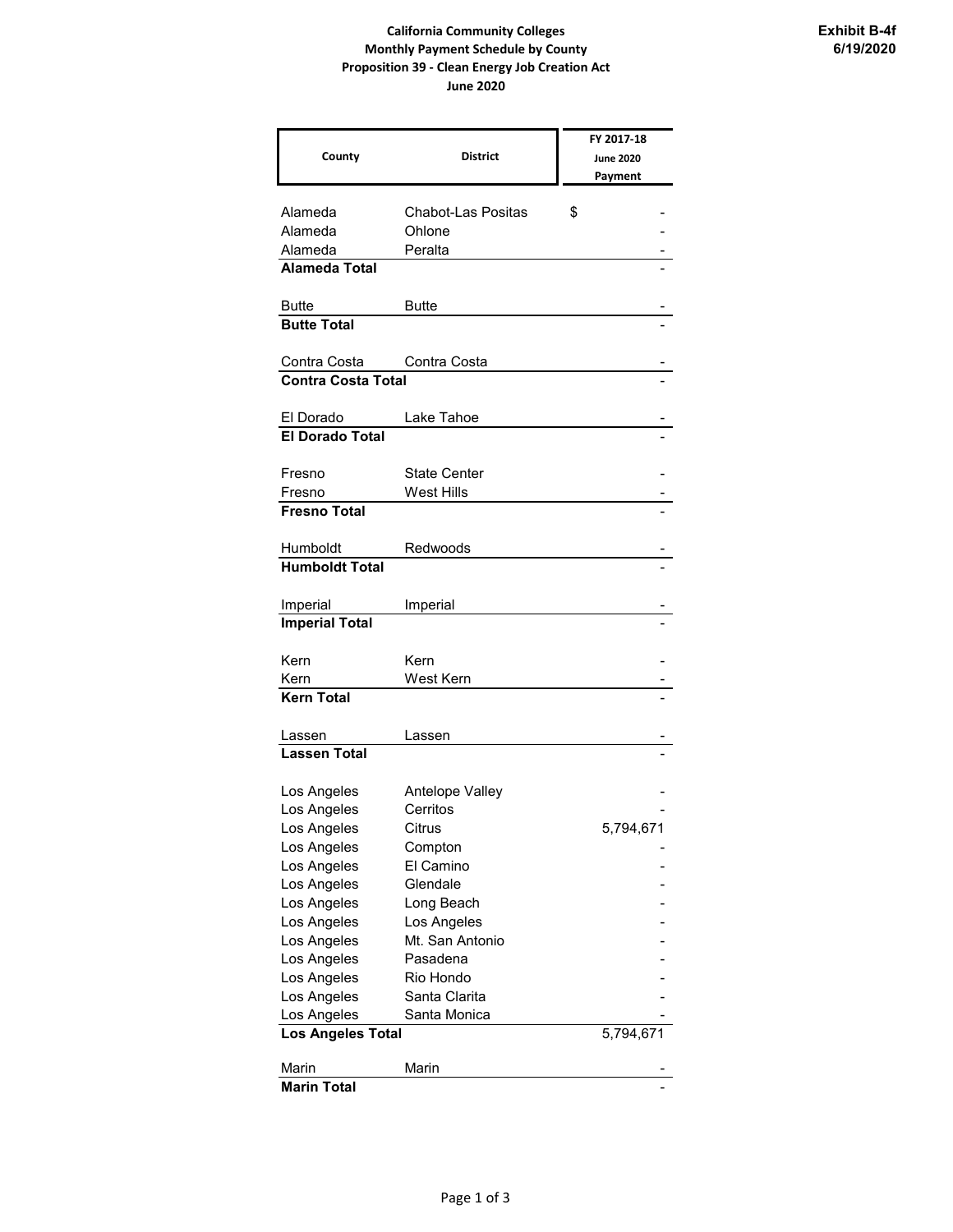**Exhibit B-4f**
**6/19/2020**

**California Community Colleges**
**Monthly Payment Schedule by County**
**Proposition 39 - Clean Energy Job Creation Act**
**June 2020**

| County | District | FY 2017-18 June 2020 Payment |
|---|---|---|
| Alameda | Chabot-Las Positas | $ - |
| Alameda | Ohlone | - |
| Alameda | Peralta | - |
| **Alameda Total** | | - |
| Butte | Butte | - |
| **Butte Total** | | - |
| Contra Costa | Contra Costa | - |
| **Contra Costa Total** | | - |
| El Dorado | Lake Tahoe | - |
| **El Dorado Total** | | - |
| Fresno | State Center | - |
| Fresno | West Hills | - |
| **Fresno Total** | | - |
| Humboldt | Redwoods | - |
| **Humboldt Total** | | - |
| Imperial | Imperial | - |
| **Imperial Total** | | - |
| Kern | Kern | - |
| Kern | West Kern | - |
| **Kern Total** | | - |
| Lassen | Lassen | - |
| **Lassen Total** | | - |
| Los Angeles | Antelope Valley | - |
| Los Angeles | Cerritos | - |
| Los Angeles | Citrus | 5,794,671 |
| Los Angeles | Compton | - |
| Los Angeles | El Camino | - |
| Los Angeles | Glendale | - |
| Los Angeles | Long Beach | - |
| Los Angeles | Los Angeles | - |
| Los Angeles | Mt. San Antonio | - |
| Los Angeles | Pasadena | - |
| Los Angeles | Rio Hondo | - |
| Los Angeles | Santa Clarita | - |
| Los Angeles | Santa Monica | - |
| **Los Angeles Total** | | 5,794,671 |
| Marin | Marin | - |
| **Marin Total** | | - |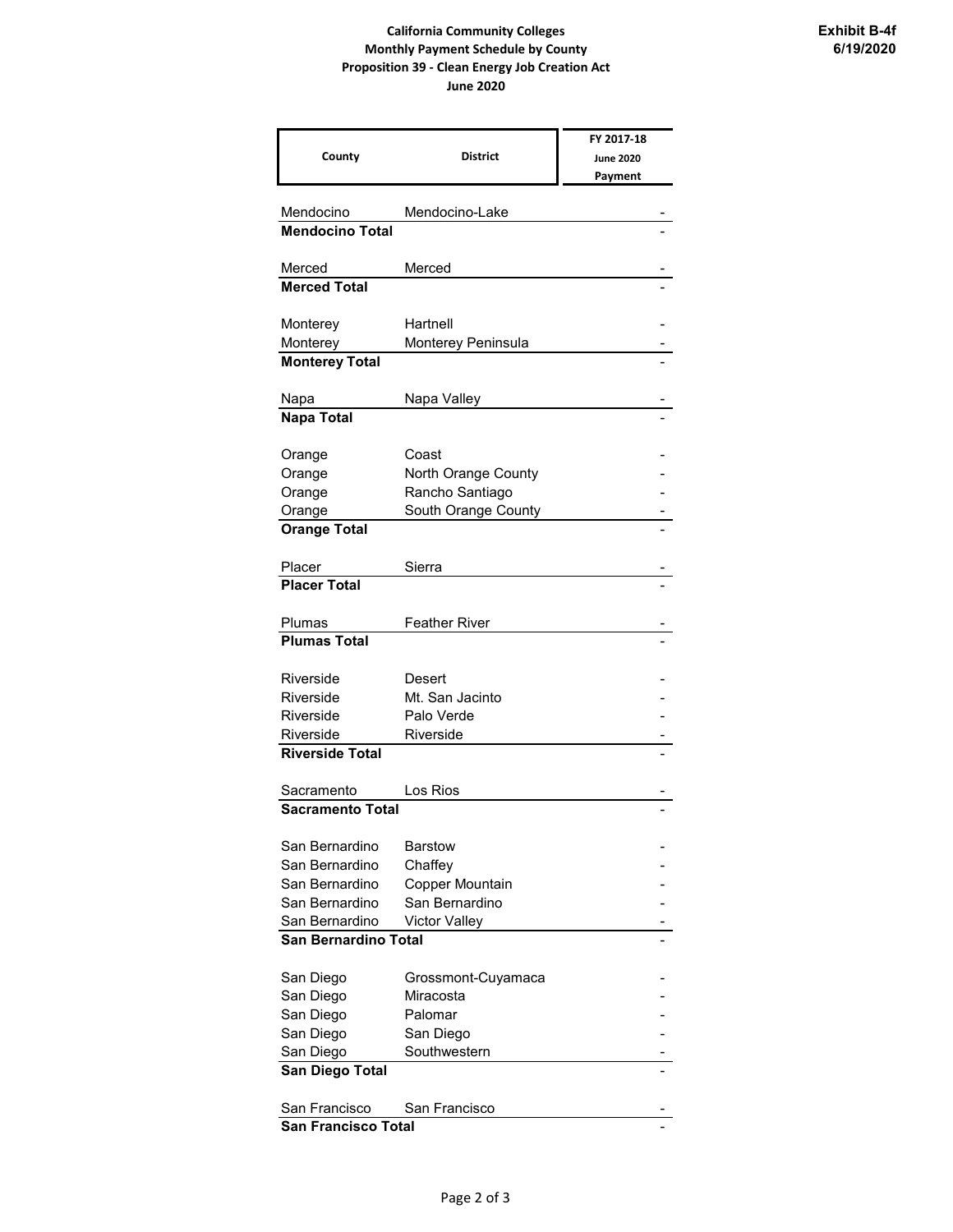**California Community Colleges**
**Monthly Payment Schedule by County**
**Proposition 39 - Clean Energy Job Creation Act**
**June 2020**

**Exhibit B-4f**
**6/19/2020**

| County | District | FY 2017-18 June 2020 Payment |
|---|---|---|
| Mendocino | Mendocino-Lake | - |
| **Mendocino Total** | | - |
| Merced | Merced | - |
| **Merced Total** | | - |
| Monterey | Hartnell | - |
| Monterey | Monterey Peninsula | - |
| **Monterey Total** | | - |
| Napa | Napa Valley | - |
| **Napa Total** | | - |
| Orange | Coast | - |
| Orange | North Orange County | - |
| Orange | Rancho Santiago | - |
| Orange | South Orange County | - |
| **Orange Total** | | - |
| Placer | Sierra | - |
| **Placer Total** | | - |
| Plumas | Feather River | - |
| **Plumas Total** | | - |
| Riverside | Desert | - |
| Riverside | Mt. San Jacinto | - |
| Riverside | Palo Verde | - |
| Riverside | Riverside | - |
| **Riverside Total** | | - |
| Sacramento | Los Rios | - |
| **Sacramento Total** | | - |
| San Bernardino | Barstow | - |
| San Bernardino | Chaffey | - |
| San Bernardino | Copper Mountain | - |
| San Bernardino | San Bernardino | - |
| San Bernardino | Victor Valley | - |
| **San Bernardino Total** | | - |
| San Diego | Grossmont-Cuyamaca | - |
| San Diego | Miracosta | - |
| San Diego | Palomar | - |
| San Diego | San Diego | - |
| San Diego | Southwestern | - |
| **San Diego Total** | | - |
| San Francisco | San Francisco | - |
| **San Francisco Total** | | - |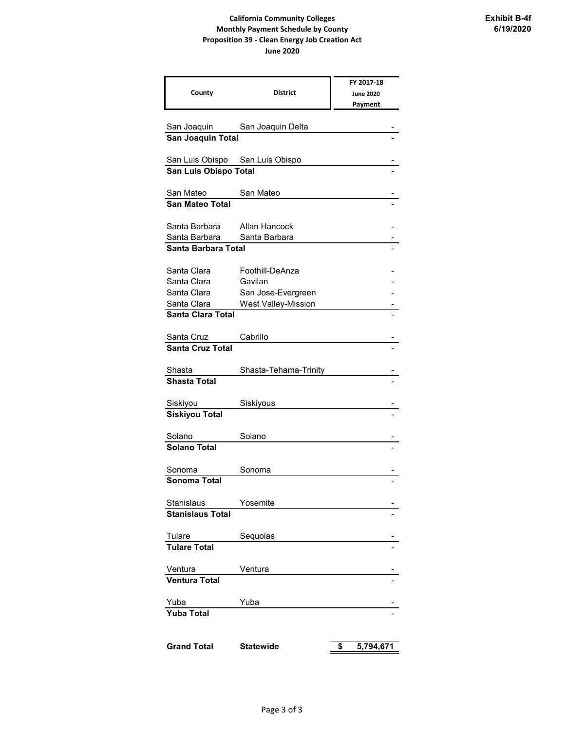**California Community Colleges**
**Monthly Payment Schedule by County**
**Proposition 39 - Clean Energy Job Creation Act**
**June 2020**

**Exhibit B-4f**
**6/19/2020**

| County | District | FY 2017-18 June 2020 Payment |
|---|---|---|
| San Joaquin | San Joaquin Delta | - |
| **San Joaquin Total** | | - |
| San Luis Obispo | San Luis Obispo | - |
| **San Luis Obispo Total** | | - |
| San Mateo | San Mateo | - |
| **San Mateo Total** | | - |
| Santa Barbara | Allan Hancock | - |
| Santa Barbara | Santa Barbara | - |
| **Santa Barbara Total** | | - |
| Santa Clara | Foothill-DeAnza | - |
| Santa Clara | Gavilan | - |
| Santa Clara | San Jose-Evergreen | - |
| Santa Clara | West Valley-Mission | - |
| **Santa Clara Total** | | - |
| Santa Cruz | Cabrillo | - |
| **Santa Cruz Total** | | - |
| Shasta | Shasta-Tehama-Trinity | - |
| **Shasta Total** | | - |
| Siskiyou | Siskiyous | - |
| **Siskiyou Total** | | - |
| Solano | Solano | - |
| **Solano Total** | | - |
| Sonoma | Sonoma | - |
| **Sonoma Total** | | - |
| Stanislaus | Yosemite | - |
| **Stanislaus Total** | | - |
| Tulare | Sequoias | - |
| **Tulare Total** | | - |
| Ventura | Ventura | - |
| **Ventura Total** | | - |
| Yuba | Yuba | - |
| **Yuba Total** | | - |
| **Grand Total** | **Statewide** | **$ 5,794,671** |